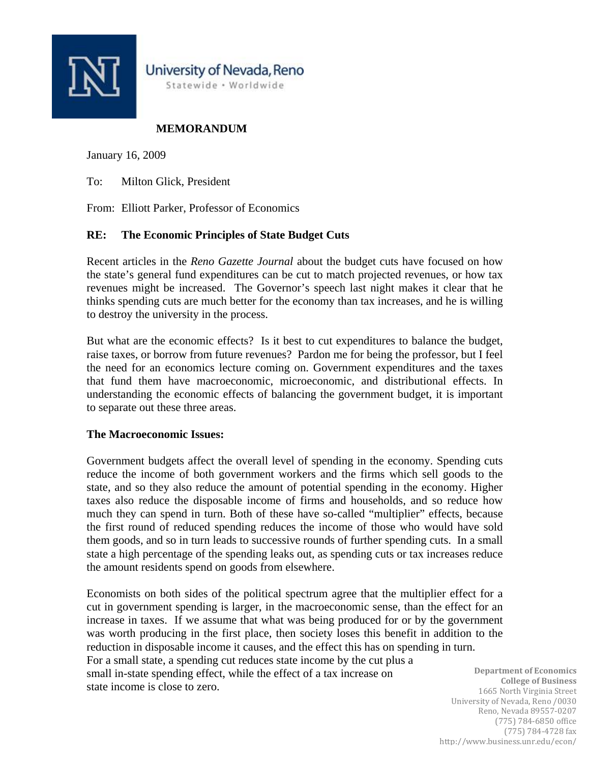University of Nevada, Reno
Statewide • Worldwide

**MEMORANDUM**

January 16, 2009

To: Milton Glick, President

From: Elliott Parker, Professor of Economics

**RE: The Economic Principles of State Budget Cuts**

Recent articles in the *Reno Gazette Journal* about the budget cuts have focused on how the state's general fund expenditures can be cut to match projected revenues, or how tax revenues might be increased. The Governor's speech last night makes it clear that he thinks spending cuts are much better for the economy than tax increases, and he is willing to destroy the university in the process.

But what are the economic effects? Is it best to cut expenditures to balance the budget, raise taxes, or borrow from future revenues? Pardon me for being the professor, but I feel the need for an economics lecture coming on. Government expenditures and the taxes that fund them have macroeconomic, microeconomic, and distributional effects. In understanding the economic effects of balancing the government budget, it is important to separate out these three areas.

**The Macroeconomic Issues:**

Government budgets affect the overall level of spending in the economy. Spending cuts reduce the income of both government workers and the firms which sell goods to the state, and so they also reduce the amount of potential spending in the economy. Higher taxes also reduce the disposable income of firms and households, and so reduce how much they can spend in turn. Both of these have so-called "multiplier" effects, because the first round of reduced spending reduces the income of those who would have sold them goods, and so in turn leads to successive rounds of further spending cuts. In a small state a high percentage of the spending leaks out, as spending cuts or tax increases reduce the amount residents spend on goods from elsewhere.

Economists on both sides of the political spectrum agree that the multiplier effect for a cut in government spending is larger, in the macroeconomic sense, than the effect for an increase in taxes. If we assume that what was being produced for or by the government was worth producing in the first place, then society loses this benefit in addition to the reduction in disposable income it causes, and the effect this has on spending in turn. For a small state, a spending cut reduces state income by the cut plus a small in-state spending effect, while the effect of a tax increase on state income is close to zero.

Department of Economics
College of Business
1665 North Virginia Street
University of Nevada, Reno /0030
Reno, Nevada 89557-0207
(775) 784-6850 office
(775) 784-4728 fax
http://www.business.unr.edu/econ/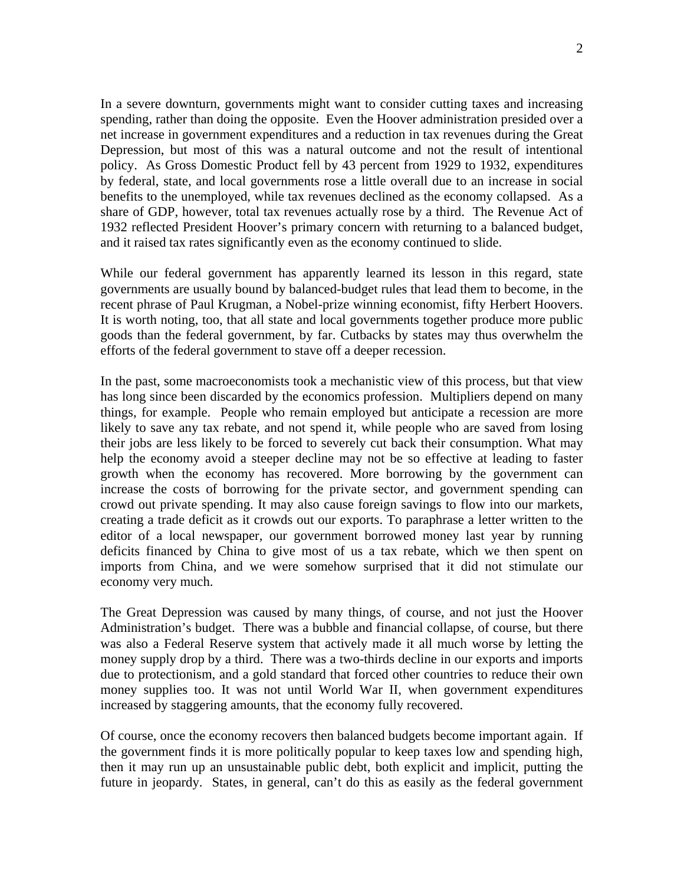In a severe downturn, governments might want to consider cutting taxes and increasing spending, rather than doing the opposite. Even the Hoover administration presided over a net increase in government expenditures and a reduction in tax revenues during the Great Depression, but most of this was a natural outcome and not the result of intentional policy. As Gross Domestic Product fell by 43 percent from 1929 to 1932, expenditures by federal, state, and local governments rose a little overall due to an increase in social benefits to the unemployed, while tax revenues declined as the economy collapsed. As a share of GDP, however, total tax revenues actually rose by a third. The Revenue Act of 1932 reflected President Hoover's primary concern with returning to a balanced budget, and it raised tax rates significantly even as the economy continued to slide.

While our federal government has apparently learned its lesson in this regard, state governments are usually bound by balanced-budget rules that lead them to become, in the recent phrase of Paul Krugman, a Nobel-prize winning economist, fifty Herbert Hoovers. It is worth noting, too, that all state and local governments together produce more public goods than the federal government, by far. Cutbacks by states may thus overwhelm the efforts of the federal government to stave off a deeper recession.

In the past, some macroeconomists took a mechanistic view of this process, but that view has long since been discarded by the economics profession. Multipliers depend on many things, for example. People who remain employed but anticipate a recession are more likely to save any tax rebate, and not spend it, while people who are saved from losing their jobs are less likely to be forced to severely cut back their consumption. What may help the economy avoid a steeper decline may not be so effective at leading to faster growth when the economy has recovered. More borrowing by the government can increase the costs of borrowing for the private sector, and government spending can crowd out private spending. It may also cause foreign savings to flow into our markets, creating a trade deficit as it crowds out our exports. To paraphrase a letter written to the editor of a local newspaper, our government borrowed money last year by running deficits financed by China to give most of us a tax rebate, which we then spent on imports from China, and we were somehow surprised that it did not stimulate our economy very much.

The Great Depression was caused by many things, of course, and not just the Hoover Administration's budget. There was a bubble and financial collapse, of course, but there was also a Federal Reserve system that actively made it all much worse by letting the money supply drop by a third. There was a two-thirds decline in our exports and imports due to protectionism, and a gold standard that forced other countries to reduce their own money supplies too. It was not until World War II, when government expenditures increased by staggering amounts, that the economy fully recovered.

Of course, once the economy recovers then balanced budgets become important again. If the government finds it is more politically popular to keep taxes low and spending high, then it may run up an unsustainable public debt, both explicit and implicit, putting the future in jeopardy. States, in general, can't do this as easily as the federal government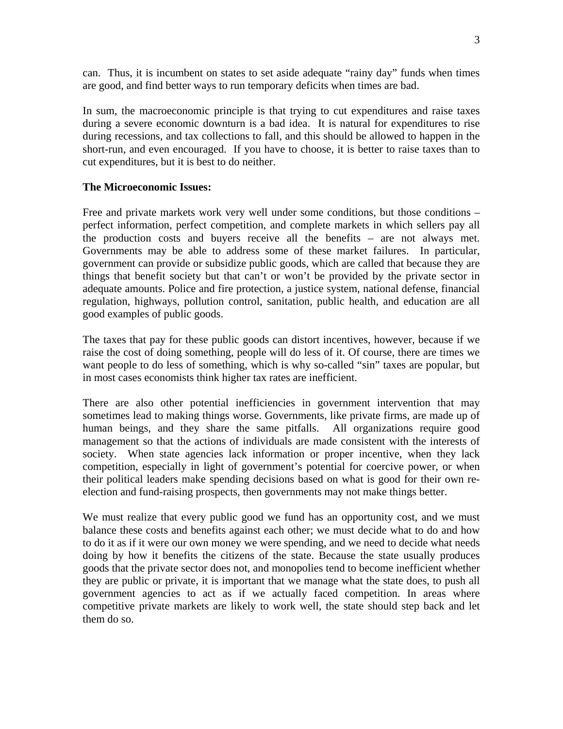can. Thus, it is incumbent on states to set aside adequate "rainy day" funds when times are good, and find better ways to run temporary deficits when times are bad.

In sum, the macroeconomic principle is that trying to cut expenditures and raise taxes during a severe economic downturn is a bad idea. It is natural for expenditures to rise during recessions, and tax collections to fall, and this should be allowed to happen in the short-run, and even encouraged. If you have to choose, it is better to raise taxes than to cut expenditures, but it is best to do neither.

**The Microeconomic Issues:**

Free and private markets work very well under some conditions, but those conditions – perfect information, perfect competition, and complete markets in which sellers pay all the production costs and buyers receive all the benefits – are not always met. Governments may be able to address some of these market failures. In particular, government can provide or subsidize public goods, which are called that because they are things that benefit society but that can't or won't be provided by the private sector in adequate amounts. Police and fire protection, a justice system, national defense, financial regulation, highways, pollution control, sanitation, public health, and education are all good examples of public goods.

The taxes that pay for these public goods can distort incentives, however, because if we raise the cost of doing something, people will do less of it. Of course, there are times we want people to do less of something, which is why so-called "sin" taxes are popular, but in most cases economists think higher tax rates are inefficient.

There are also other potential inefficiencies in government intervention that may sometimes lead to making things worse. Governments, like private firms, are made up of human beings, and they share the same pitfalls. All organizations require good management so that the actions of individuals are made consistent with the interests of society. When state agencies lack information or proper incentive, when they lack competition, especially in light of government's potential for coercive power, or when their political leaders make spending decisions based on what is good for their own re-election and fund-raising prospects, then governments may not make things better.

We must realize that every public good we fund has an opportunity cost, and we must balance these costs and benefits against each other; we must decide what to do and how to do it as if it were our own money we were spending, and we need to decide what needs doing by how it benefits the citizens of the state. Because the state usually produces goods that the private sector does not, and monopolies tend to become inefficient whether they are public or private, it is important that we manage what the state does, to push all government agencies to act as if we actually faced competition. In areas where competitive private markets are likely to work well, the state should step back and let them do so.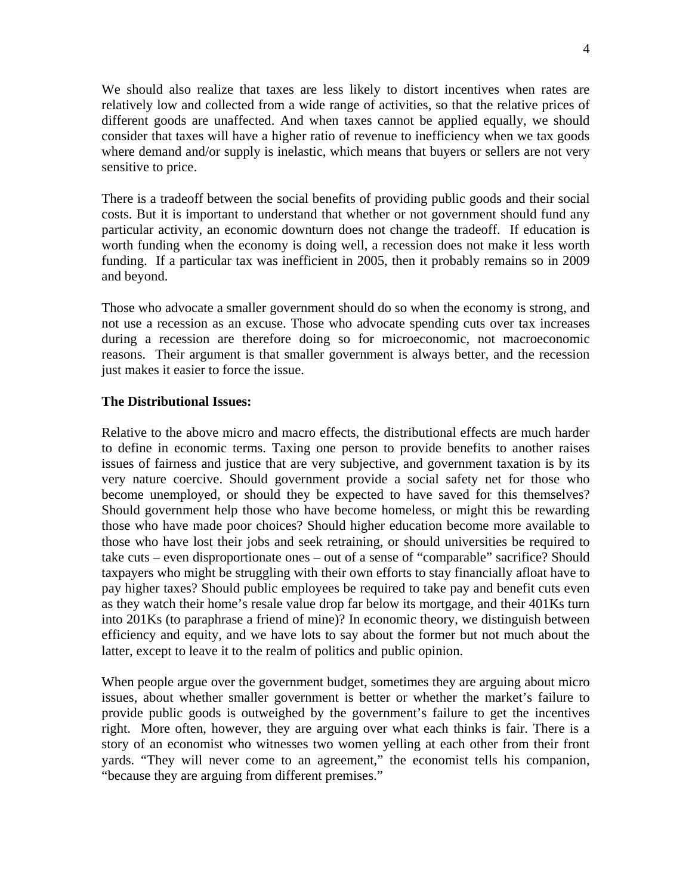We should also realize that taxes are less likely to distort incentives when rates are relatively low and collected from a wide range of activities, so that the relative prices of different goods are unaffected. And when taxes cannot be applied equally, we should consider that taxes will have a higher ratio of revenue to inefficiency when we tax goods where demand and/or supply is inelastic, which means that buyers or sellers are not very sensitive to price.

There is a tradeoff between the social benefits of providing public goods and their social costs. But it is important to understand that whether or not government should fund any particular activity, an economic downturn does not change the tradeoff. If education is worth funding when the economy is doing well, a recession does not make it less worth funding. If a particular tax was inefficient in 2005, then it probably remains so in 2009 and beyond.

Those who advocate a smaller government should do so when the economy is strong, and not use a recession as an excuse. Those who advocate spending cuts over tax increases during a recession are therefore doing so for microeconomic, not macroeconomic reasons. Their argument is that smaller government is always better, and the recession just makes it easier to force the issue.

**The Distributional Issues:**

Relative to the above micro and macro effects, the distributional effects are much harder to define in economic terms. Taxing one person to provide benefits to another raises issues of fairness and justice that are very subjective, and government taxation is by its very nature coercive. Should government provide a social safety net for those who become unemployed, or should they be expected to have saved for this themselves? Should government help those who have become homeless, or might this be rewarding those who have made poor choices? Should higher education become more available to those who have lost their jobs and seek retraining, or should universities be required to take cuts – even disproportionate ones – out of a sense of "comparable" sacrifice? Should taxpayers who might be struggling with their own efforts to stay financially afloat have to pay higher taxes? Should public employees be required to take pay and benefit cuts even as they watch their home's resale value drop far below its mortgage, and their 401Ks turn into 201Ks (to paraphrase a friend of mine)? In economic theory, we distinguish between efficiency and equity, and we have lots to say about the former but not much about the latter, except to leave it to the realm of politics and public opinion.

When people argue over the government budget, sometimes they are arguing about micro issues, about whether smaller government is better or whether the market's failure to provide public goods is outweighed by the government's failure to get the incentives right. More often, however, they are arguing over what each thinks is fair. There is a story of an economist who witnesses two women yelling at each other from their front yards. "They will never come to an agreement," the economist tells his companion, "because they are arguing from different premises."